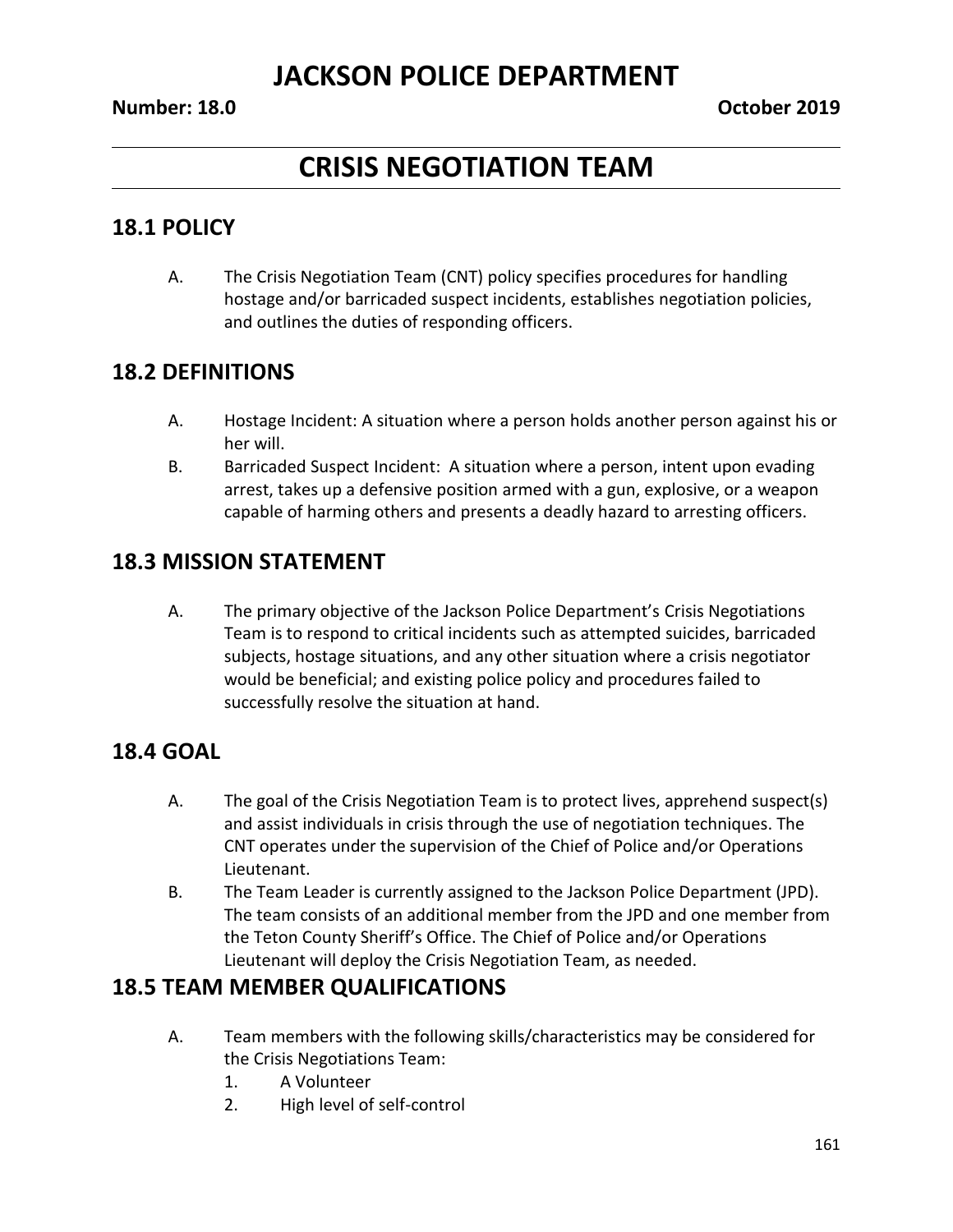# JACKSON POLICE DEPARTMENT

**Number: 18.0** **October 2019**

# CRISIS NEGOTIATION TEAM

## 18.1 POLICY

A. The Crisis Negotiation Team (CNT) policy specifies procedures for handling hostage and/or barricaded suspect incidents, establishes negotiation policies, and outlines the duties of responding officers.

## 18.2 DEFINITIONS

A. Hostage Incident: A situation where a person holds another person against his or her will.

B. Barricaded Suspect Incident: A situation where a person, intent upon evading arrest, takes up a defensive position armed with a gun, explosive, or a weapon capable of harming others and presents a deadly hazard to arresting officers.

## 18.3 MISSION STATEMENT

A. The primary objective of the Jackson Police Department's Crisis Negotiations Team is to respond to critical incidents such as attempted suicides, barricaded subjects, hostage situations, and any other situation where a crisis negotiator would be beneficial; and existing police policy and procedures failed to successfully resolve the situation at hand.

## 18.4 GOAL

A. The goal of the Crisis Negotiation Team is to protect lives, apprehend suspect(s) and assist individuals in crisis through the use of negotiation techniques. The CNT operates under the supervision of the Chief of Police and/or Operations Lieutenant.

B. The Team Leader is currently assigned to the Jackson Police Department (JPD). The team consists of an additional member from the JPD and one member from the Teton County Sheriff's Office. The Chief of Police and/or Operations Lieutenant will deploy the Crisis Negotiation Team, as needed.

## 18.5 TEAM MEMBER QUALIFICATIONS

A. Team members with the following skills/characteristics may be considered for the Crisis Negotiations Team:

1. A Volunteer
2. High level of self-control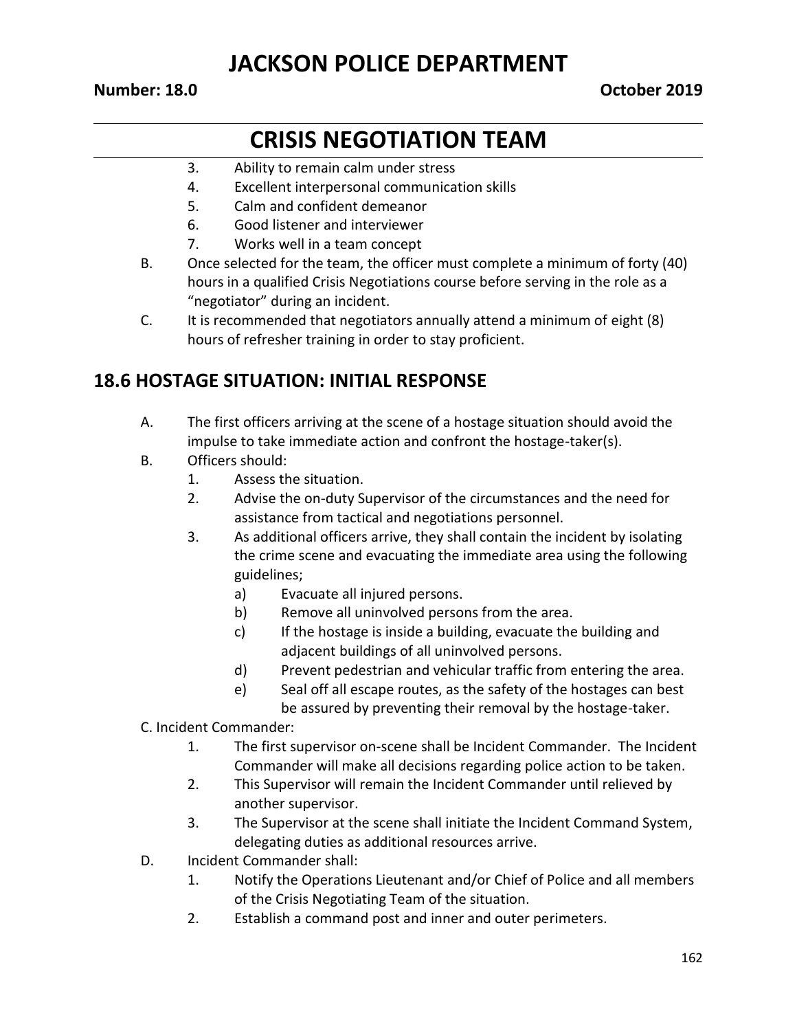3. Ability to remain calm under stress
4. Excellent interpersonal communication skills
5. Calm and confident demeanor
6. Good listener and interviewer
7. Works well in a team concept

B. Once selected for the team, the officer must complete a minimum of forty (40) hours in a qualified Crisis Negotiations course before serving in the role as a "negotiator" during an incident.

C. It is recommended that negotiators annually attend a minimum of eight (8) hours of refresher training in order to stay proficient.

## 18.6 HOSTAGE SITUATION: INITIAL RESPONSE

A. The first officers arriving at the scene of a hostage situation should avoid the impulse to take immediate action and confront the hostage-taker(s).

B. Officers should:
   1. Assess the situation.
   2. Advise the on-duty Supervisor of the circumstances and the need for assistance from tactical and negotiations personnel.
   3. As additional officers arrive, they shall contain the incident by isolating the crime scene and evacuating the immediate area using the following guidelines;
      a) Evacuate all injured persons.
      b) Remove all uninvolved persons from the area.
      c) If the hostage is inside a building, evacuate the building and adjacent buildings of all uninvolved persons.
      d) Prevent pedestrian and vehicular traffic from entering the area.
      e) Seal off all escape routes, as the safety of the hostages can best be assured by preventing their removal by the hostage-taker.

C. Incident Commander:
   1. The first supervisor on-scene shall be Incident Commander. The Incident Commander will make all decisions regarding police action to be taken.
   2. This Supervisor will remain the Incident Commander until relieved by another supervisor.
   3. The Supervisor at the scene shall initiate the Incident Command System, delegating duties as additional resources arrive.

D. Incident Commander shall:
   1. Notify the Operations Lieutenant and/or Chief of Police and all members of the Crisis Negotiating Team of the situation.
   2. Establish a command post and inner and outer perimeters.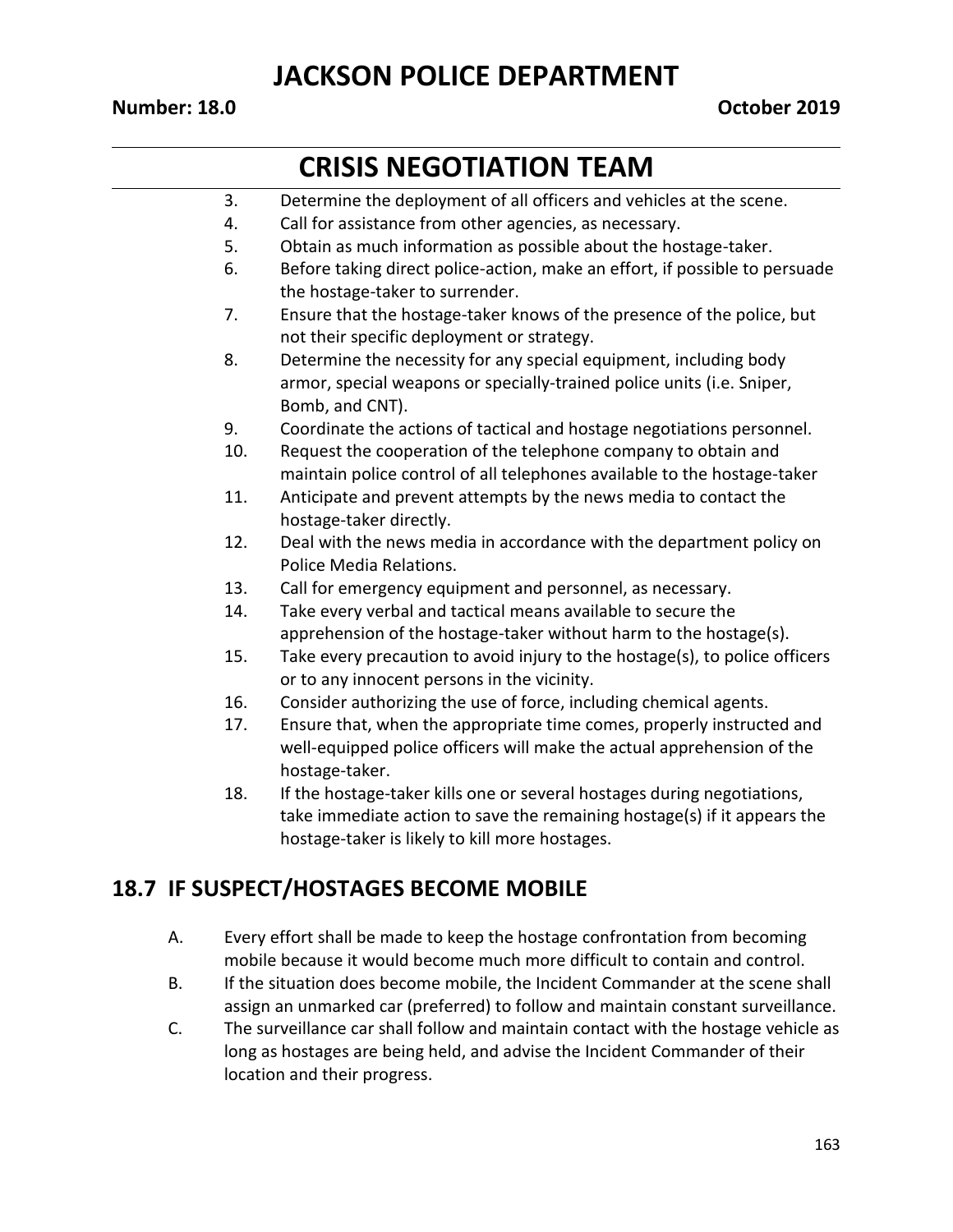3. Determine the deployment of all officers and vehicles at the scene.
4. Call for assistance from other agencies, as necessary.
5. Obtain as much information as possible about the hostage-taker.
6. Before taking direct police-action, make an effort, if possible to persuade the hostage-taker to surrender.
7. Ensure that the hostage-taker knows of the presence of the police, but not their specific deployment or strategy.
8. Determine the necessity for any special equipment, including body armor, special weapons or specially-trained police units (i.e. Sniper, Bomb, and CNT).
9. Coordinate the actions of tactical and hostage negotiations personnel.
10. Request the cooperation of the telephone company to obtain and maintain police control of all telephones available to the hostage-taker
11. Anticipate and prevent attempts by the news media to contact the hostage-taker directly.
12. Deal with the news media in accordance with the department policy on Police Media Relations.
13. Call for emergency equipment and personnel, as necessary.
14. Take every verbal and tactical means available to secure the apprehension of the hostage-taker without harm to the hostage(s).
15. Take every precaution to avoid injury to the hostage(s), to police officers or to any innocent persons in the vicinity.
16. Consider authorizing the use of force, including chemical agents.
17. Ensure that, when the appropriate time comes, properly instructed and well-equipped police officers will make the actual apprehension of the hostage-taker.
18. If the hostage-taker kills one or several hostages during negotiations, take immediate action to save the remaining hostage(s) if it appears the hostage-taker is likely to kill more hostages.

## 18.7 IF SUSPECT/HOSTAGES BECOME MOBILE

A. Every effort shall be made to keep the hostage confrontation from becoming mobile because it would become much more difficult to contain and control.

B. If the situation does become mobile, the Incident Commander at the scene shall assign an unmarked car (preferred) to follow and maintain constant surveillance.

C. The surveillance car shall follow and maintain contact with the hostage vehicle as long as hostages are being held, and advise the Incident Commander of their location and their progress.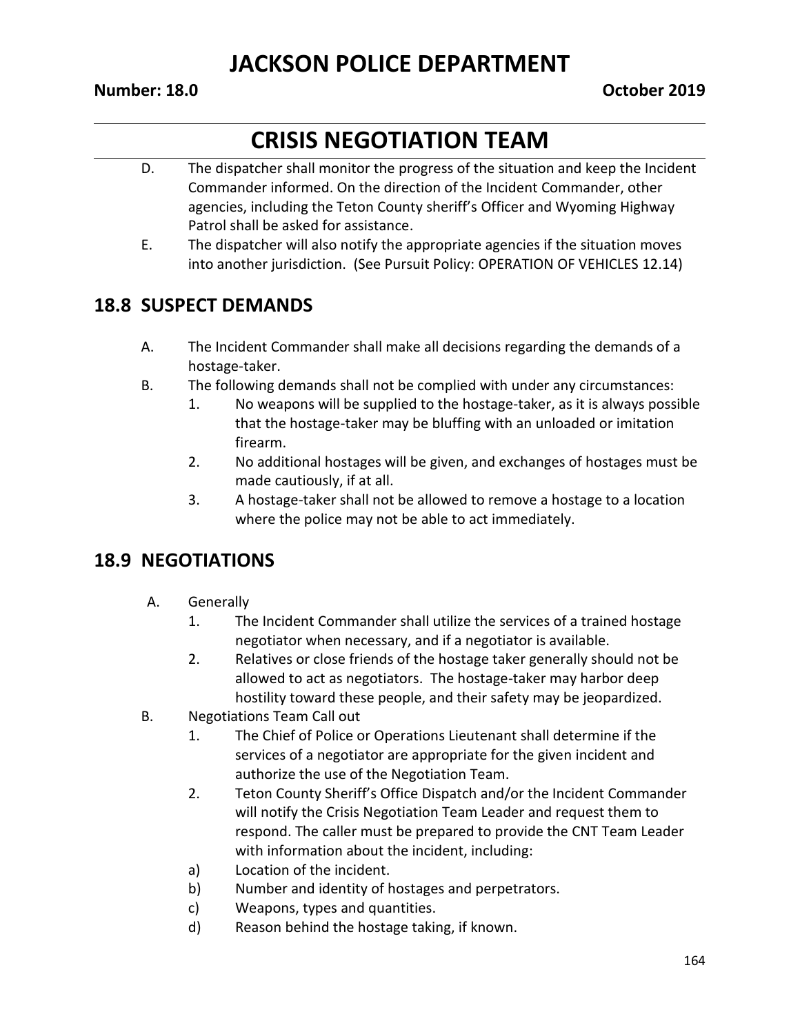D. The dispatcher shall monitor the progress of the situation and keep the Incident Commander informed. On the direction of the Incident Commander, other agencies, including the Teton County sheriff's Officer and Wyoming Highway Patrol shall be asked for assistance.

E. The dispatcher will also notify the appropriate agencies if the situation moves into another jurisdiction. (See Pursuit Policy: OPERATION OF VEHICLES 12.14)

## 18.8 SUSPECT DEMANDS

A. The Incident Commander shall make all decisions regarding the demands of a hostage-taker.

B. The following demands shall not be complied with under any circumstances:

1. No weapons will be supplied to the hostage-taker, as it is always possible that the hostage-taker may be bluffing with an unloaded or imitation firearm.
2. No additional hostages will be given, and exchanges of hostages must be made cautiously, if at all.
3. A hostage-taker shall not be allowed to remove a hostage to a location where the police may not be able to act immediately.

## 18.9 NEGOTIATIONS

A. Generally

1. The Incident Commander shall utilize the services of a trained hostage negotiator when necessary, and if a negotiator is available.
2. Relatives or close friends of the hostage taker generally should not be allowed to act as negotiators. The hostage-taker may harbor deep hostility toward these people, and their safety may be jeopardized.

B. Negotiations Team Call out

1. The Chief of Police or Operations Lieutenant shall determine if the services of a negotiator are appropriate for the given incident and authorize the use of the Negotiation Team.
2. Teton County Sheriff's Office Dispatch and/or the Incident Commander will notify the Crisis Negotiation Team Leader and request them to respond. The caller must be prepared to provide the CNT Team Leader with information about the incident, including:

a) Location of the incident.

b) Number and identity of hostages and perpetrators.

c) Weapons, types and quantities.

d) Reason behind the hostage taking, if known.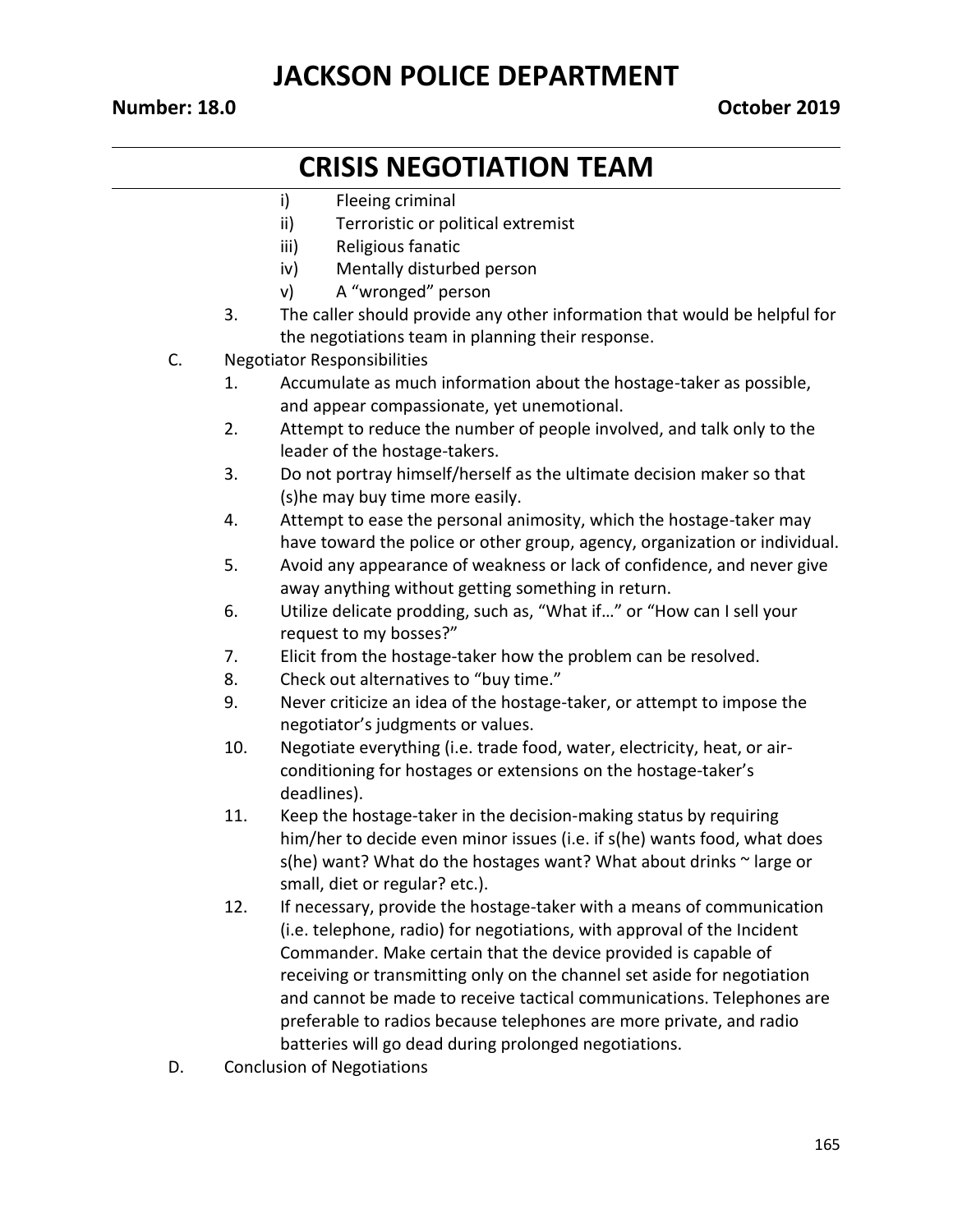i) Fleeing criminal
ii) Terroristic or political extremist
iii) Religious fanatic
iv) Mentally disturbed person
v) A "wronged" person

3. The caller should provide any other information that would be helpful for the negotiations team in planning their response.

C. Negotiator Responsibilities

1. Accumulate as much information about the hostage-taker as possible, and appear compassionate, yet unemotional.
2. Attempt to reduce the number of people involved, and talk only to the leader of the hostage-takers.
3. Do not portray himself/herself as the ultimate decision maker so that (s)he may buy time more easily.
4. Attempt to ease the personal animosity, which the hostage-taker may have toward the police or other group, agency, organization or individual.
5. Avoid any appearance of weakness or lack of confidence, and never give away anything without getting something in return.
6. Utilize delicate prodding, such as, "What if…" or "How can I sell your request to my bosses?"
7. Elicit from the hostage-taker how the problem can be resolved.
8. Check out alternatives to "buy time."
9. Never criticize an idea of the hostage-taker, or attempt to impose the negotiator's judgments or values.
10. Negotiate everything (i.e. trade food, water, electricity, heat, or air-conditioning for hostages or extensions on the hostage-taker's deadlines).
11. Keep the hostage-taker in the decision-making status by requiring him/her to decide even minor issues (i.e. if s(he) wants food, what does s(he) want? What do the hostages want? What about drinks ~ large or small, diet or regular? etc.).
12. If necessary, provide the hostage-taker with a means of communication (i.e. telephone, radio) for negotiations, with approval of the Incident Commander. Make certain that the device provided is capable of receiving or transmitting only on the channel set aside for negotiation and cannot be made to receive tactical communications. Telephones are preferable to radios because telephones are more private, and radio batteries will go dead during prolonged negotiations.

D. Conclusion of Negotiations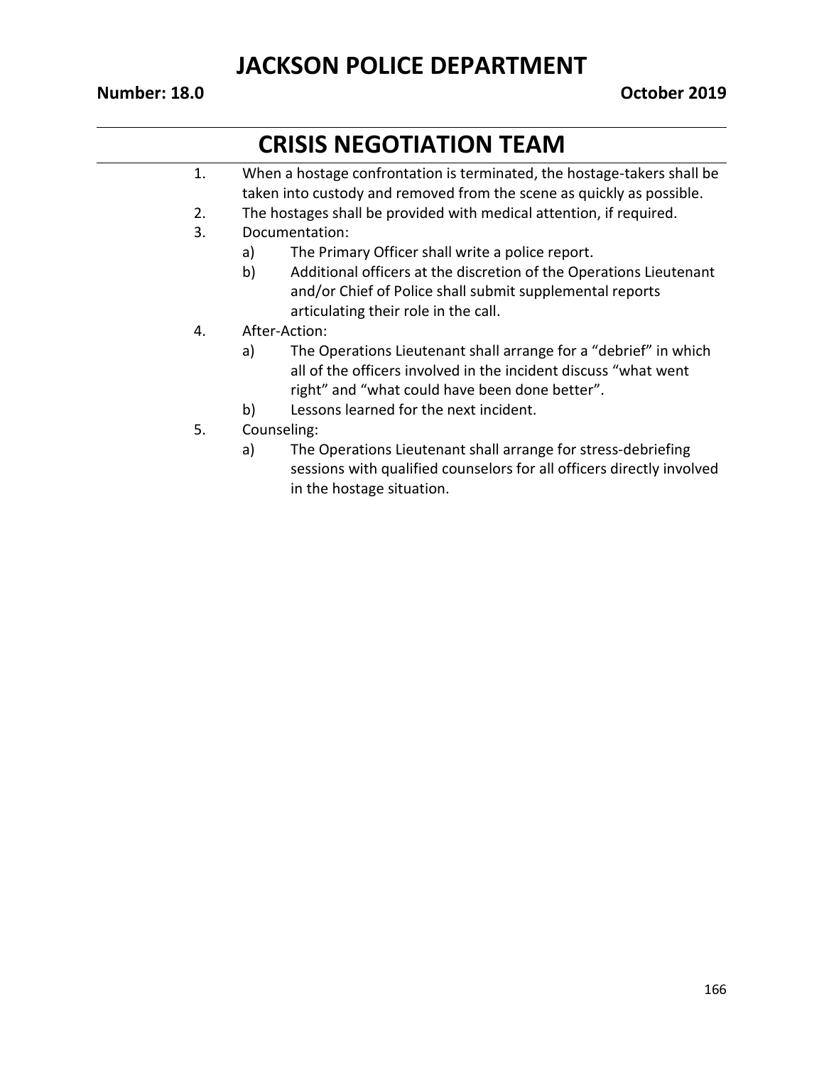1. When a hostage confrontation is terminated, the hostage-takers shall be taken into custody and removed from the scene as quickly as possible.
2. The hostages shall be provided with medical attention, if required.
3. Documentation:
   a) The Primary Officer shall write a police report.
   b) Additional officers at the discretion of the Operations Lieutenant and/or Chief of Police shall submit supplemental reports articulating their role in the call.
4. After-Action:
   a) The Operations Lieutenant shall arrange for a "debrief" in which all of the officers involved in the incident discuss "what went right" and "what could have been done better".
   b) Lessons learned for the next incident.
5. Counseling:
   a) The Operations Lieutenant shall arrange for stress-debriefing sessions with qualified counselors for all officers directly involved in the hostage situation.